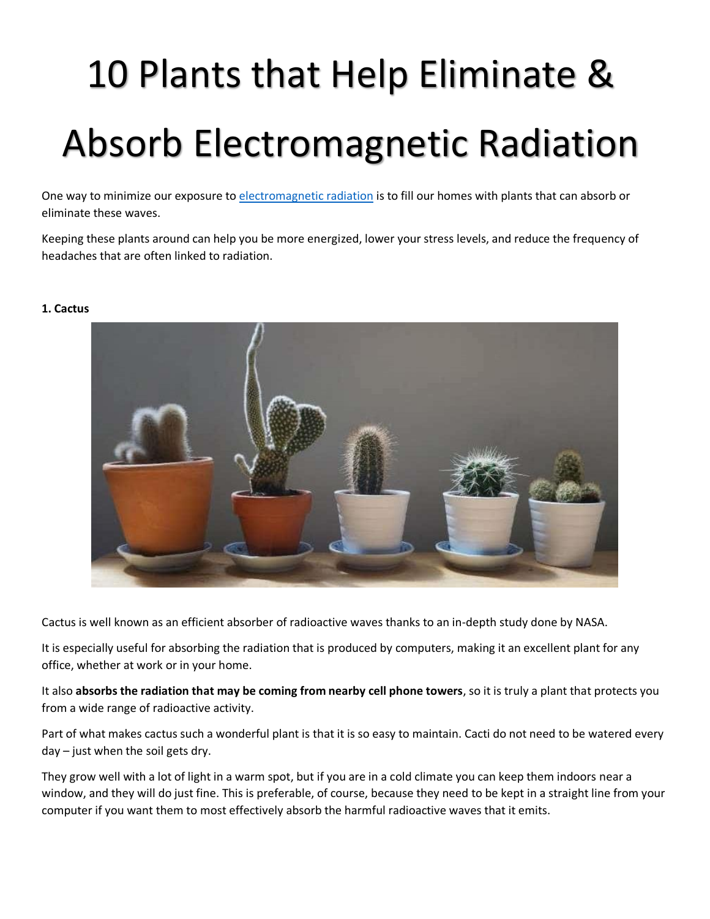# 10 Plants that Help Eliminate & Absorb Electromagnetic Radiation

One way to minimize our exposure to electromagnetic radiation is to fill our homes with plants that can absorb or eliminate these waves.

Keeping these plants around can help you be more energized, lower your stress levels, and reduce the frequency of headaches that are often linked to radiation.

**1. Cactus**

Cactus is well known as an efficient absorber of radioactive waves thanks to an in-depth study done by NASA.

It is especially useful for absorbing the radiation that is produced by computers, making it an excellent plant for any office, whether at work or in your home.

It also **absorbs the radiation that may be coming from nearby cell phone towers**, so it is truly a plant that protects you from a wide range of radioactive activity.

Part of what makes cactus such a wonderful plant is that it is so easy to maintain. Cacti do not need to be watered every day – just when the soil gets dry.

They grow well with a lot of light in a warm spot, but if you are in a cold climate you can keep them indoors near a window, and they will do just fine. This is preferable, of course, because they need to be kept in a straight line from your computer if you want them to most effectively absorb the harmful radioactive waves that it emits.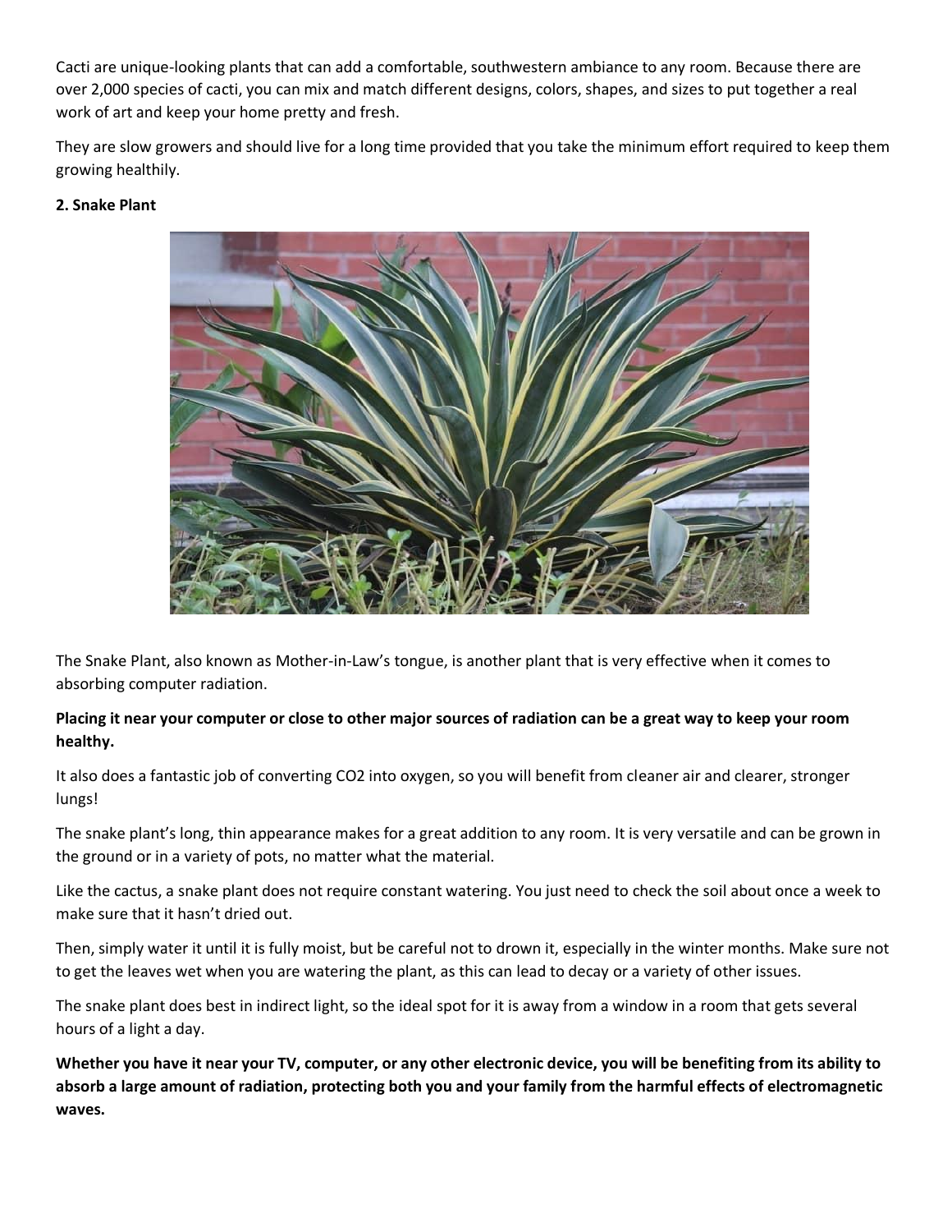Cacti are unique-looking plants that can add a comfortable, southwestern ambiance to any room. Because there are over 2,000 species of cacti, you can mix and match different designs, colors, shapes, and sizes to put together a real work of art and keep your home pretty and fresh.

They are slow growers and should live for a long time provided that you take the minimum effort required to keep them growing healthily.

**2. Snake Plant**

The Snake Plant, also known as Mother-in-Law's tongue, is another plant that is very effective when it comes to absorbing computer radiation.

**Placing it near your computer or close to other major sources of radiation can be a great way to keep your room healthy.**

It also does a fantastic job of converting $CO_2$ into oxygen, so you will benefit from cleaner air and clearer, stronger lungs!

The snake plant's long, thin appearance makes for a great addition to any room. It is very versatile and can be grown in the ground or in a variety of pots, no matter what the material.

Like the cactus, a snake plant does not require constant watering. You just need to check the soil about once a week to make sure that it hasn't dried out.

Then, simply water it until it is fully moist, but be careful not to drown it, especially in the winter months. Make sure not to get the leaves wet when you are watering the plant, as this can lead to decay or a variety of other issues.

The snake plant does best in indirect light, so the ideal spot for it is away from a window in a room that gets several hours of a light a day.

**Whether you have it near your TV, computer, or any other electronic device, you will be benefiting from its ability to absorb a large amount of radiation, protecting both you and your family from the harmful effects of electromagnetic waves.**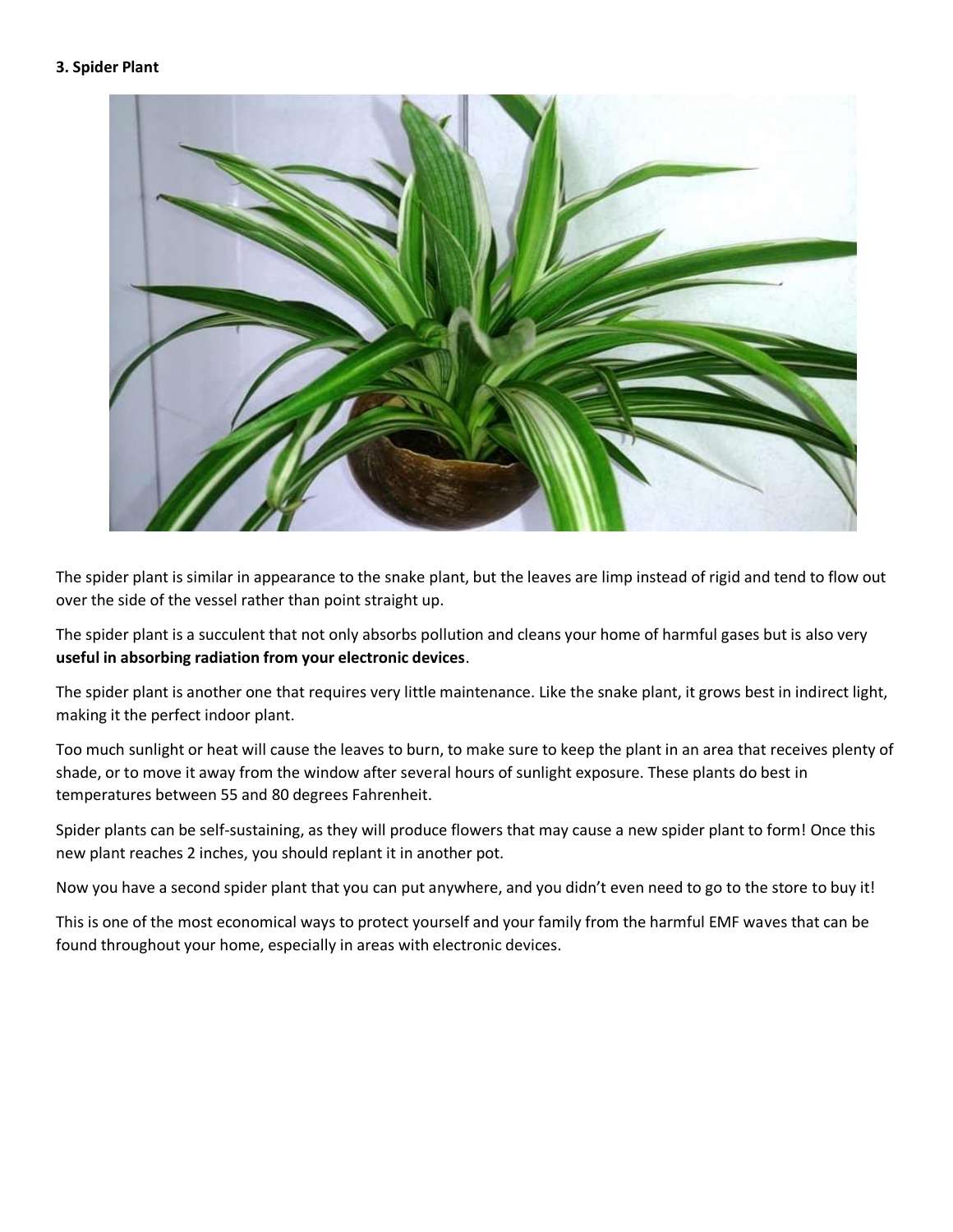**3. Spider Plant**

The spider plant is similar in appearance to the snake plant, but the leaves are limp instead of rigid and tend to flow out over the side of the vessel rather than point straight up.

The spider plant is a succulent that not only absorbs pollution and cleans your home of harmful gases but is also very **useful in absorbing radiation from your electronic devices**.

The spider plant is another one that requires very little maintenance. Like the snake plant, it grows best in indirect light, making it the perfect indoor plant.

Too much sunlight or heat will cause the leaves to burn, to make sure to keep the plant in an area that receives plenty of shade, or to move it away from the window after several hours of sunlight exposure. These plants do best in temperatures between 55 and 80 degrees Fahrenheit.

Spider plants can be self-sustaining, as they will produce flowers that may cause a new spider plant to form! Once this new plant reaches 2 inches, you should replant it in another pot.

Now you have a second spider plant that you can put anywhere, and you didn't even need to go to the store to buy it!

This is one of the most economical ways to protect yourself and your family from the harmful EMF waves that can be found throughout your home, especially in areas with electronic devices.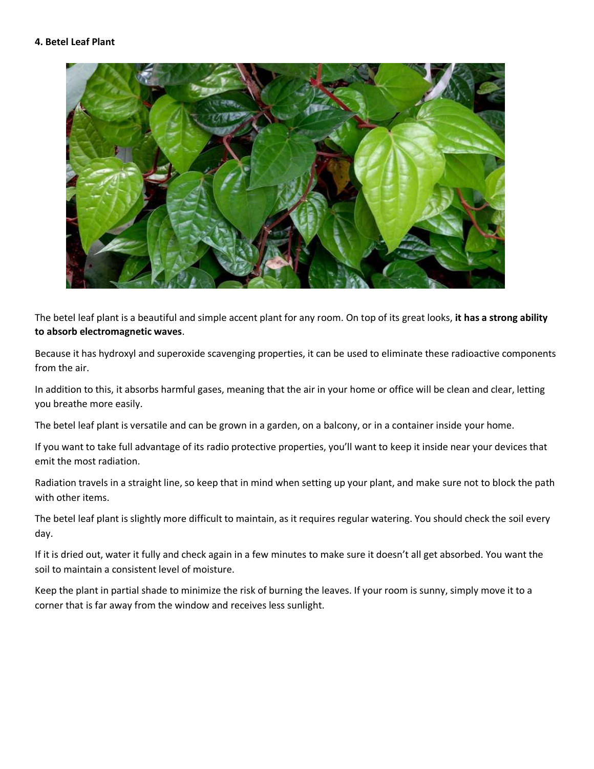**4. Betel Leaf Plant**

The betel leaf plant is a beautiful and simple accent plant for any room. On top of its great looks, **it has a strong ability to absorb electromagnetic waves**.

Because it has hydroxyl and superoxide scavenging properties, it can be used to eliminate these radioactive components from the air.

In addition to this, it absorbs harmful gases, meaning that the air in your home or office will be clean and clear, letting you breathe more easily.

The betel leaf plant is versatile and can be grown in a garden, on a balcony, or in a container inside your home.

If you want to take full advantage of its radio protective properties, you'll want to keep it inside near your devices that emit the most radiation.

Radiation travels in a straight line, so keep that in mind when setting up your plant, and make sure not to block the path with other items.

The betel leaf plant is slightly more difficult to maintain, as it requires regular watering. You should check the soil every day.

If it is dried out, water it fully and check again in a few minutes to make sure it doesn't all get absorbed. You want the soil to maintain a consistent level of moisture.

Keep the plant in partial shade to minimize the risk of burning the leaves. If your room is sunny, simply move it to a corner that is far away from the window and receives less sunlight.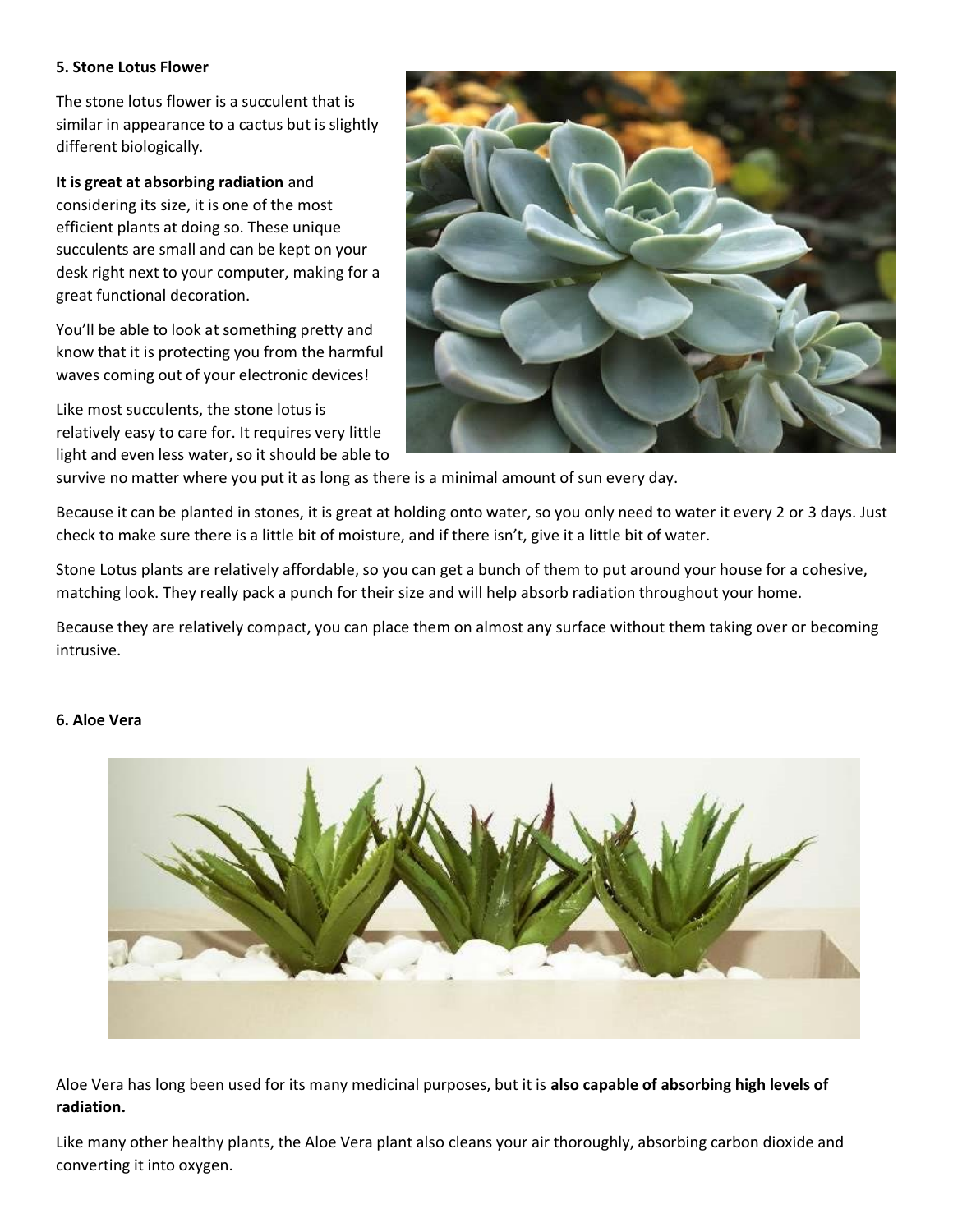**5. Stone Lotus Flower**

The stone lotus flower is a succulent that is similar in appearance to a cactus but is slightly different biologically.

**It is great at absorbing radiation** and considering its size, it is one of the most efficient plants at doing so. These unique succulents are small and can be kept on your desk right next to your computer, making for a great functional decoration.

You'll be able to look at something pretty and know that it is protecting you from the harmful waves coming out of your electronic devices!

Like most succulents, the stone lotus is relatively easy to care for. It requires very little light and even less water, so it should be able to survive no matter where you put it as long as there is a minimal amount of sun every day.

Because it can be planted in stones, it is great at holding onto water, so you only need to water it every 2 or 3 days. Just check to make sure there is a little bit of moisture, and if there isn't, give it a little bit of water.

Stone Lotus plants are relatively affordable, so you can get a bunch of them to put around your house for a cohesive, matching look. They really pack a punch for their size and will help absorb radiation throughout your home.

Because they are relatively compact, you can place them on almost any surface without them taking over or becoming intrusive.

**6. Aloe Vera**

Aloe Vera has long been used for its many medicinal purposes, but it is **also capable of absorbing high levels of radiation.**

Like many other healthy plants, the Aloe Vera plant also cleans your air thoroughly, absorbing carbon dioxide and converting it into oxygen.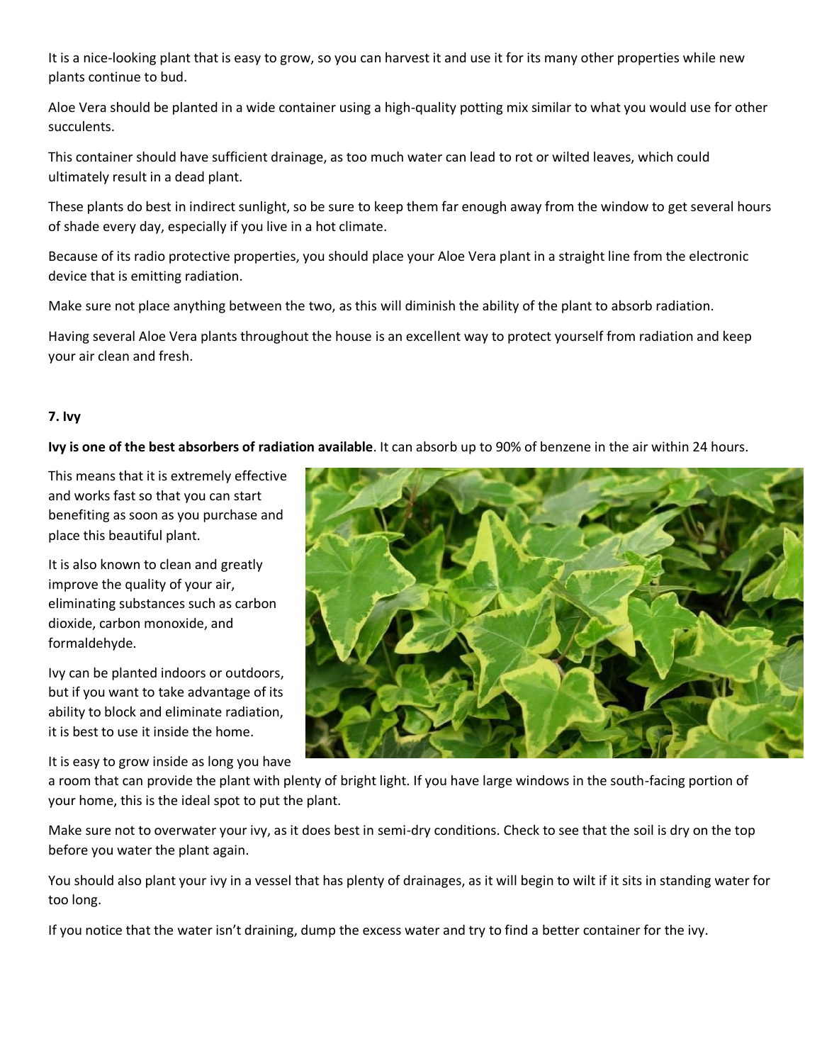It is a nice-looking plant that is easy to grow, so you can harvest it and use it for its many other properties while new plants continue to bud.

Aloe Vera should be planted in a wide container using a high-quality potting mix similar to what you would use for other succulents.

This container should have sufficient drainage, as too much water can lead to rot or wilted leaves, which could ultimately result in a dead plant.

These plants do best in indirect sunlight, so be sure to keep them far enough away from the window to get several hours of shade every day, especially if you live in a hot climate.

Because of its radio protective properties, you should place your Aloe Vera plant in a straight line from the electronic device that is emitting radiation.

Make sure not place anything between the two, as this will diminish the ability of the plant to absorb radiation.

Having several Aloe Vera plants throughout the house is an excellent way to protect yourself from radiation and keep your air clean and fresh.

**7. Ivy**

**Ivy is one of the best absorbers of radiation available**. It can absorb up to 90% of benzene in the air within 24 hours.

This means that it is extremely effective and works fast so that you can start benefiting as soon as you purchase and place this beautiful plant.

It is also known to clean and greatly improve the quality of your air, eliminating substances such as carbon dioxide, carbon monoxide, and formaldehyde.

Ivy can be planted indoors or outdoors, but if you want to take advantage of its ability to block and eliminate radiation, it is best to use it inside the home.

It is easy to grow inside as long you have a room that can provide the plant with plenty of bright light. If you have large windows in the south-facing portion of your home, this is the ideal spot to put the plant.

Make sure not to overwater your ivy, as it does best in semi-dry conditions. Check to see that the soil is dry on the top before you water the plant again.

You should also plant your ivy in a vessel that has plenty of drainages, as it will begin to wilt if it sits in standing water for too long.

If you notice that the water isn't draining, dump the excess water and try to find a better container for the ivy.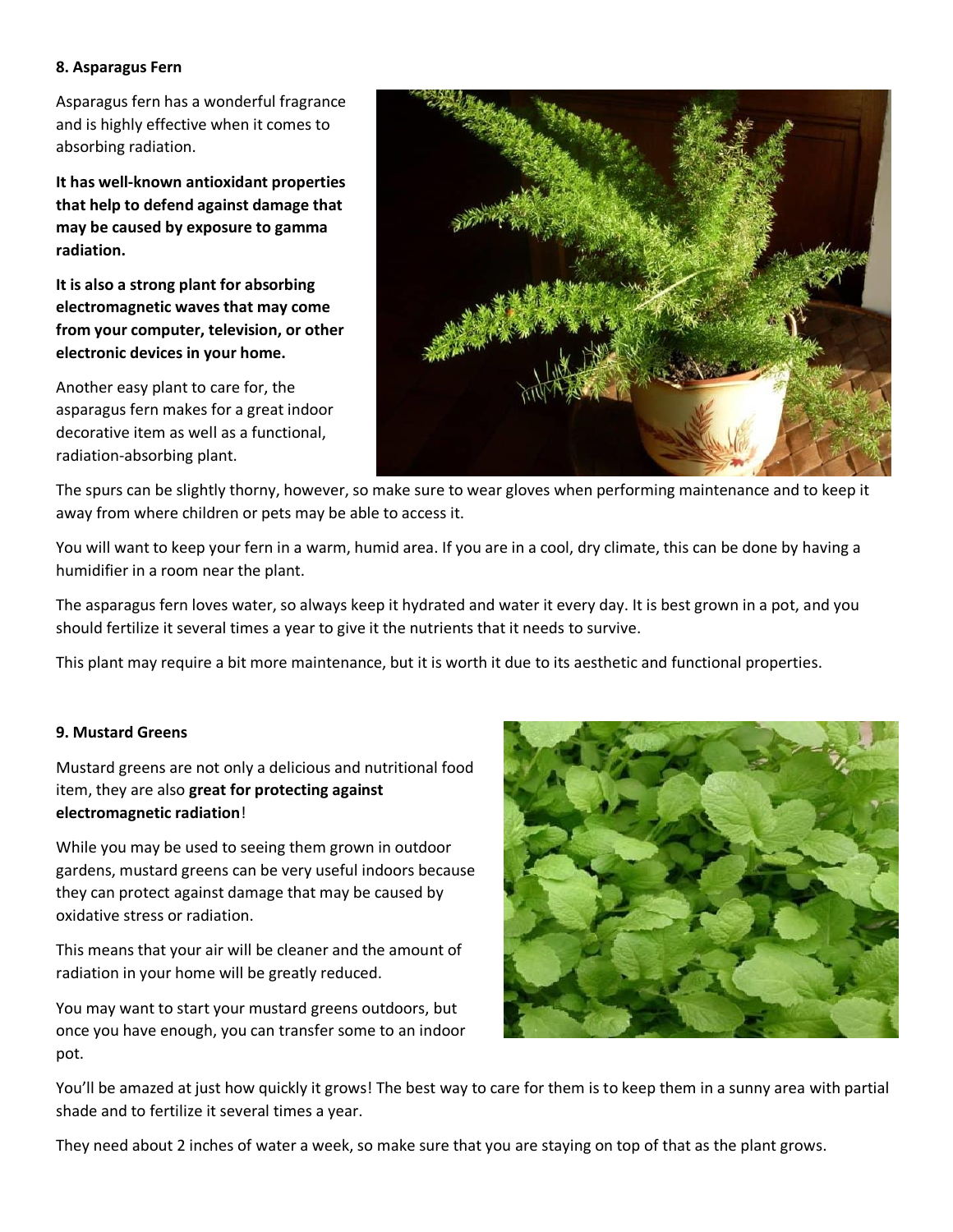**8. Asparagus Fern**

Asparagus fern has a wonderful fragrance and is highly effective when it comes to absorbing radiation.

**It has well-known antioxidant properties that help to defend against damage that may be caused by exposure to gamma radiation.**

**It is also a strong plant for absorbing electromagnetic waves that may come from your computer, television, or other electronic devices in your home.**

Another easy plant to care for, the asparagus fern makes for a great indoor decorative item as well as a functional, radiation-absorbing plant.

The spurs can be slightly thorny, however, so make sure to wear gloves when performing maintenance and to keep it away from where children or pets may be able to access it.

You will want to keep your fern in a warm, humid area. If you are in a cool, dry climate, this can be done by having a humidifier in a room near the plant.

The asparagus fern loves water, so always keep it hydrated and water it every day. It is best grown in a pot, and you should fertilize it several times a year to give it the nutrients that it needs to survive.

This plant may require a bit more maintenance, but it is worth it due to its aesthetic and functional properties.

**9. Mustard Greens**

Mustard greens are not only a delicious and nutritional food item, they are also **great for protecting against electromagnetic radiation**!

While you may be used to seeing them grown in outdoor gardens, mustard greens can be very useful indoors because they can protect against damage that may be caused by oxidative stress or radiation.

This means that your air will be cleaner and the amount of radiation in your home will be greatly reduced.

You may want to start your mustard greens outdoors, but once you have enough, you can transfer some to an indoor pot.

You'll be amazed at just how quickly it grows! The best way to care for them is to keep them in a sunny area with partial shade and to fertilize it several times a year.

They need about 2 inches of water a week, so make sure that you are staying on top of that as the plant grows.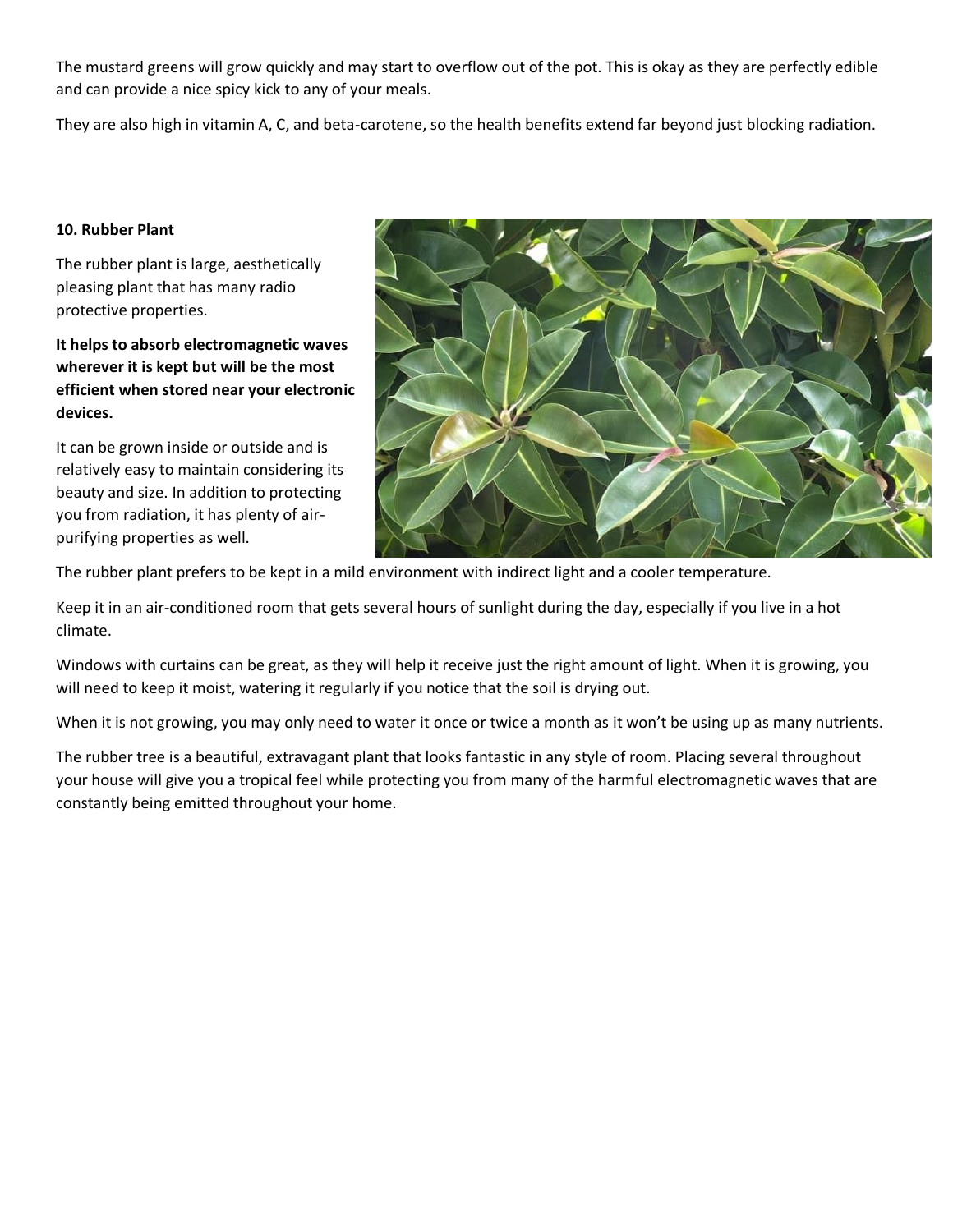The mustard greens will grow quickly and may start to overflow out of the pot. This is okay as they are perfectly edible and can provide a nice spicy kick to any of your meals.

They are also high in vitamin A, C, and beta-carotene, so the health benefits extend far beyond just blocking radiation.

**10. Rubber Plant**

The rubber plant is large, aesthetically pleasing plant that has many radio protective properties.

**It helps to absorb electromagnetic waves wherever it is kept but will be the most efficient when stored near your electronic devices.**

It can be grown inside or outside and is relatively easy to maintain considering its beauty and size. In addition to protecting you from radiation, it has plenty of air-purifying properties as well.

The rubber plant prefers to be kept in a mild environment with indirect light and a cooler temperature.

Keep it in an air-conditioned room that gets several hours of sunlight during the day, especially if you live in a hot climate.

Windows with curtains can be great, as they will help it receive just the right amount of light. When it is growing, you will need to keep it moist, watering it regularly if you notice that the soil is drying out.

When it is not growing, you may only need to water it once or twice a month as it won't be using up as many nutrients.

The rubber tree is a beautiful, extravagant plant that looks fantastic in any style of room. Placing several throughout your house will give you a tropical feel while protecting you from many of the harmful electromagnetic waves that are constantly being emitted throughout your home.